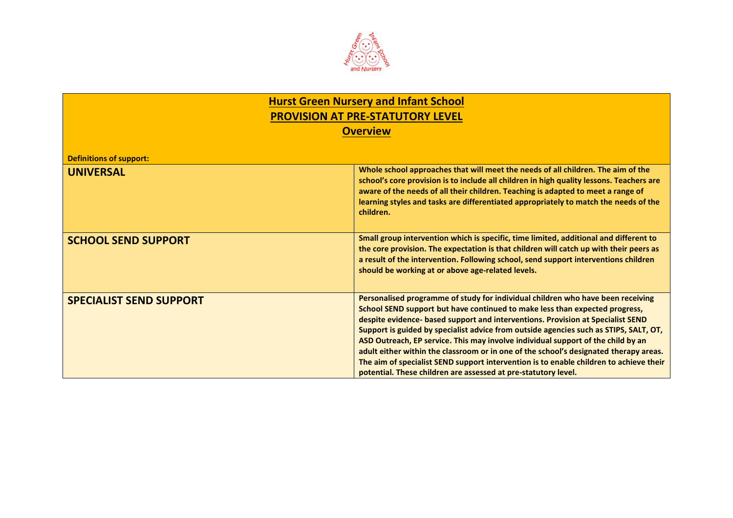# Hurst Green Nursery and Infant School

## PROVISION AT PRE-STATUTORY LEVEL

## Overview

**Definitions of support:**

| | |
|---|---|
| **UNIVERSAL** | **Whole school approaches that will meet the needs of all children. The aim of the school's core provision is to include all children in high quality lessons. Teachers are aware of the needs of all their children. Teaching is adapted to meet a range of learning styles and tasks are differentiated appropriately to match the needs of the children.** |
| **SCHOOL SEND SUPPORT** | **Small group intervention which is specific, time limited, additional and different to the core provision. The expectation is that children will catch up with their peers as a result of the intervention. Following school, send support interventions children should be working at or above age-related levels.** |
| **SPECIALIST SEND SUPPORT** | **Personalised programme of study for individual children who have been receiving School SEND support but have continued to make less than expected progress, despite evidence- based support and interventions. Provision at Specialist SEND Support is guided by specialist advice from outside agencies such as STIPS, SALT, OT, ASD Outreach, EP service. This may involve individual support of the child by an adult either within the classroom or in one of the school's designated therapy areas. The aim of specialist SEND support intervention is to enable children to achieve their potential. These children are assessed at pre-statutory level.** |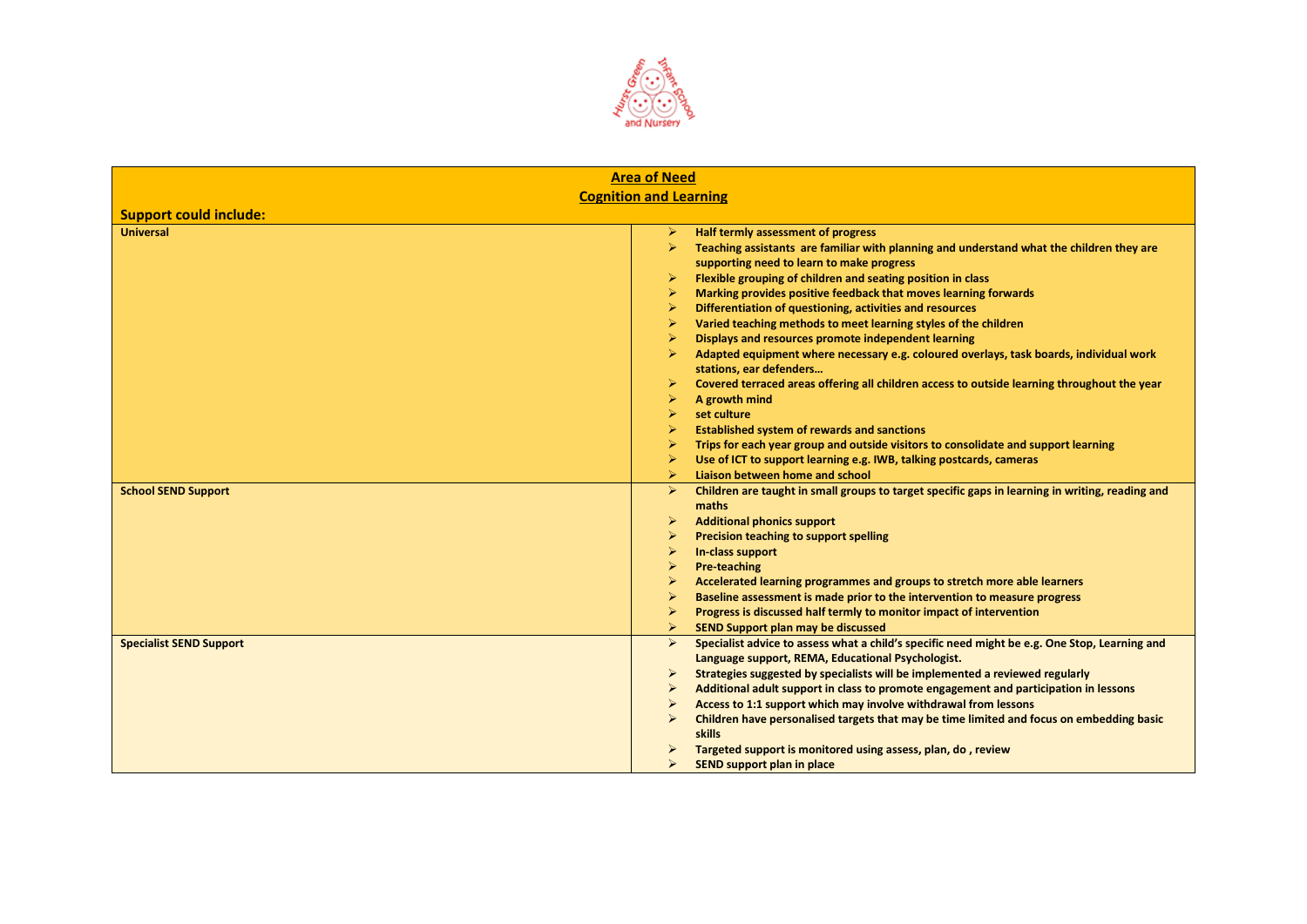| **Area of Need**<br>**Cognition and Learning**<br>**Support could include:** | |
|---|---|
| **Universal** | ➢ **Half termly assessment of progress**<br>➢ **Teaching assistants are familiar with planning and understand what the children they are supporting need to learn to make progress**<br>➢ **Flexible grouping of children and seating position in class**<br>➢ **Marking provides positive feedback that moves learning forwards**<br>➢ **Differentiation of questioning, activities and resources**<br>➢ **Varied teaching methods to meet learning styles of the children**<br>➢ **Displays and resources promote independent learning**<br>➢ **Adapted equipment where necessary e.g. coloured overlays, task boards, individual work stations, ear defenders…**<br>➢ **Covered terraced areas offering all children access to outside learning throughout the year**<br>➢ **A growth mind**<br>➢ **set culture**<br>➢ **Established system of rewards and sanctions**<br>➢ **Trips for each year group and outside visitors to consolidate and support learning**<br>➢ **Use of ICT to support learning e.g. IWB, talking postcards, cameras**<br>➢ **Liaison between home and school** |
| **School SEND Support** | ➢ **Children are taught in small groups to target specific gaps in learning in writing, reading and maths**<br>➢ **Additional phonics support**<br>➢ **Precision teaching to support spelling**<br>➢ **In-class support**<br>➢ **Pre-teaching**<br>➢ **Accelerated learning programmes and groups to stretch more able learners**<br>➢ **Baseline assessment is made prior to the intervention to measure progress**<br>➢ **Progress is discussed half termly to monitor impact of intervention**<br>➢ **SEND Support plan may be discussed** |
| **Specialist SEND Support** | ➢ **Specialist advice to assess what a child's specific need might be e.g. One Stop, Learning and Language support, REMA, Educational Psychologist.**<br>➢ **Strategies suggested by specialists will be implemented a reviewed regularly**<br>➢ **Additional adult support in class to promote engagement and participation in lessons**<br>➢ **Access to 1:1 support which may involve withdrawal from lessons**<br>➢ **Children have personalised targets that may be time limited and focus on embedding basic skills**<br>➢ **Targeted support is monitored using assess, plan, do , review**<br>➢ **SEND support plan in place** |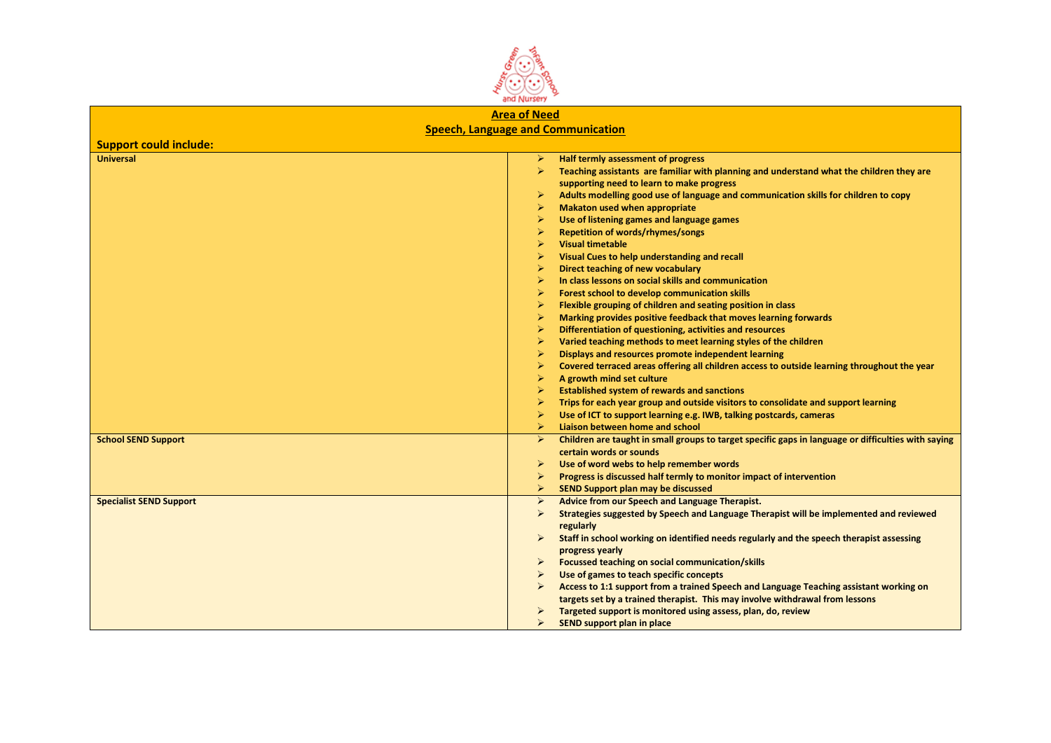| **Area of Need** | |
|---|---|
| **Speech, Language and Communication** | |
| **Support could include:** | |
| **Universal** | <ul><li>Half termly assessment of progress</li><li>Teaching assistants are familiar with planning and understand what the children they are supporting need to learn to make progress</li><li>Adults modelling good use of language and communication skills for children to copy</li><li>Makaton used when appropriate</li><li>Use of listening games and language games</li><li>Repetition of words/rhymes/songs</li><li>Visual timetable</li><li>Visual Cues to help understanding and recall</li><li>Direct teaching of new vocabulary</li><li>In class lessons on social skills and communication</li><li>Forest school to develop communication skills</li><li>Flexible grouping of children and seating position in class</li><li>Marking provides positive feedback that moves learning forwards</li><li>Differentiation of questioning, activities and resources</li><li>Varied teaching methods to meet learning styles of the children</li><li>Displays and resources promote independent learning</li><li>Covered terraced areas offering all children access to outside learning throughout the year</li><li>A growth mind set culture</li><li>Established system of rewards and sanctions</li><li>Trips for each year group and outside visitors to consolidate and support learning</li><li>Use of ICT to support learning e.g. IWB, talking postcards, cameras</li><li>Liaison between home and school</li></ul> |
| **School SEND Support** | <ul><li>Children are taught in small groups to target specific gaps in language or difficulties with saying certain words or sounds</li><li>Use of word webs to help remember words</li><li>Progress is discussed half termly to monitor impact of intervention</li><li>SEND Support plan may be discussed</li></ul> |
| **Specialist SEND Support** | <ul><li>Advice from our Speech and Language Therapist.</li><li>Strategies suggested by Speech and Language Therapist will be implemented and reviewed regularly</li><li>Staff in school working on identified needs regularly and the speech therapist assessing progress yearly</li><li>Focussed teaching on social communication/skills</li><li>Use of games to teach specific concepts</li><li>Access to 1:1 support from a trained Speech and Language Teaching assistant working on targets set by a trained therapist. This may involve withdrawal from lessons</li><li>Targeted support is monitored using assess, plan, do, review</li><li>SEND support plan in place</li></ul> |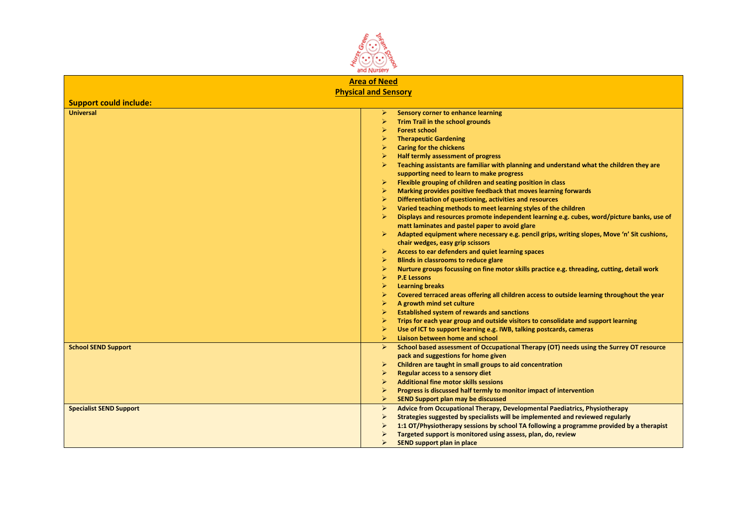## Area of Need

## Physical and Sensory

**Support could include:**

| | |
|---|---|
| **Universal** | ➢ **Sensory corner to enhance learning**<br>➢ **Trim Trail in the school grounds**<br>➢ **Forest school**<br>➢ **Therapeutic Gardening**<br>➢ **Caring for the chickens**<br>➢ **Half termly assessment of progress**<br>➢ **Teaching assistants are familiar with planning and understand what the children they are supporting need to learn to make progress**<br>➢ **Flexible grouping of children and seating position in class**<br>➢ **Marking provides positive feedback that moves learning forwards**<br>➢ **Differentiation of questioning, activities and resources**<br>➢ **Varied teaching methods to meet learning styles of the children**<br>➢ **Displays and resources promote independent learning e.g. cubes, word/picture banks, use of matt laminates and pastel paper to avoid glare**<br>➢ **Adapted equipment where necessary e.g. pencil grips, writing slopes, Move 'n' Sit cushions, chair wedges, easy grip scissors**<br>➢ **Access to ear defenders and quiet learning spaces**<br>➢ **Blinds in classrooms to reduce glare**<br>➢ **Nurture groups focussing on fine motor skills practice e.g. threading, cutting, detail work**<br>➢ **P.E Lessons**<br>➢ **Learning breaks**<br>➢ **Covered terraced areas offering all children access to outside learning throughout the year**<br>➢ **A growth mind set culture**<br>➢ **Established system of rewards and sanctions**<br>➢ **Trips for each year group and outside visitors to consolidate and support learning**<br>➢ **Use of ICT to support learning e.g. IWB, talking postcards, cameras**<br>➢ **Liaison between home and school** |
| **School SEND Support** | ➢ **School based assessment of Occupational Therapy (OT) needs using the Surrey OT resource pack and suggestions for home given**<br>➢ **Children are taught in small groups to aid concentration**<br>➢ **Regular access to a sensory diet**<br>➢ **Additional fine motor skills sessions**<br>➢ **Progress is discussed half termly to monitor impact of intervention**<br>➢ **SEND Support plan may be discussed** |
| **Specialist SEND Support** | ➢ **Advice from Occupational Therapy, Developmental Paediatrics, Physiotherapy**<br>➢ **Strategies suggested by specialists will be implemented and reviewed regularly**<br>➢ **1:1 OT/Physiotherapy sessions by school TA following a programme provided by a therapist**<br>➢ **Targeted support is monitored using assess, plan, do, review**<br>➢ **SEND support plan in place** |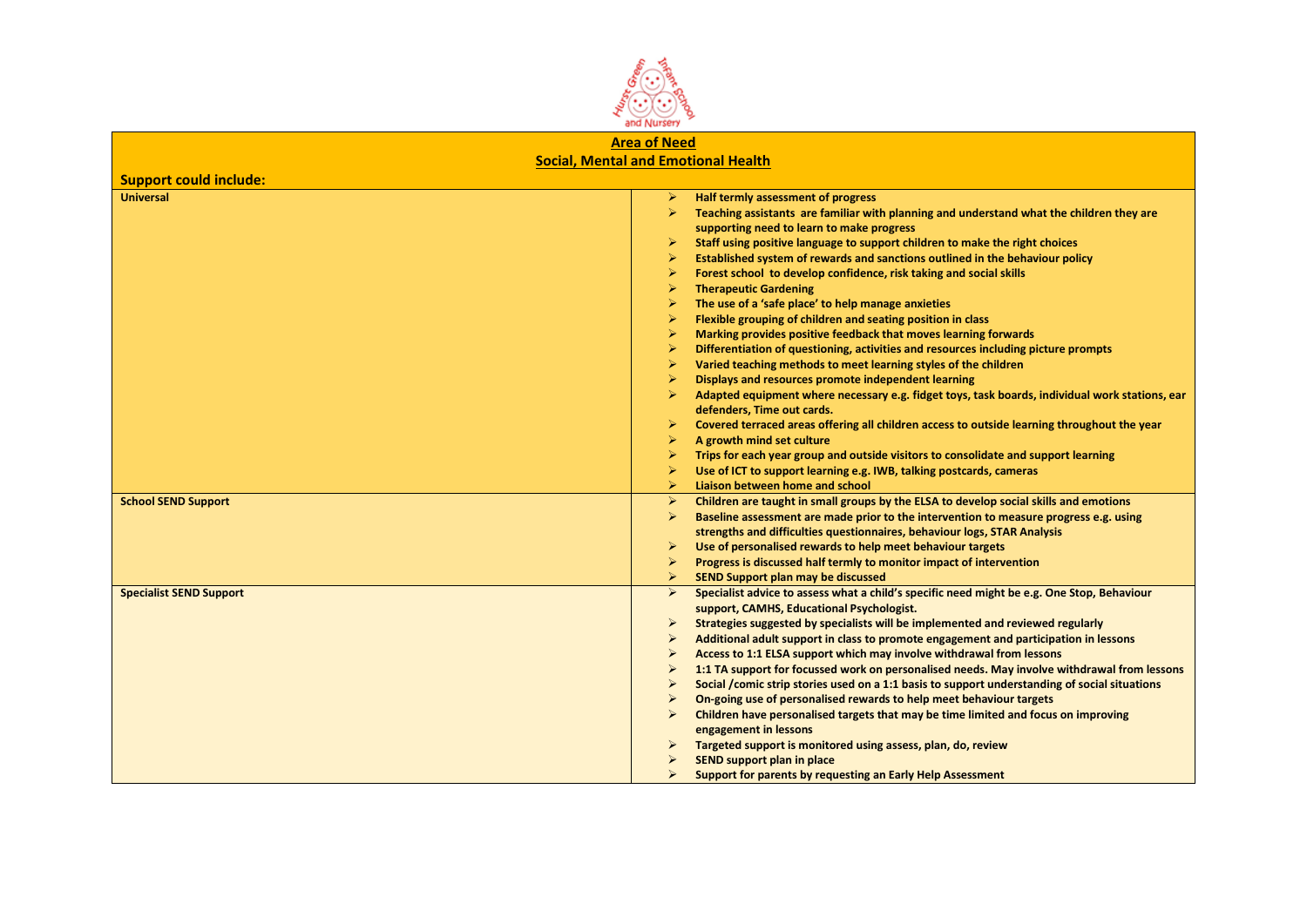## Area of Need

## Social, Mental and Emotional Health

**Support could include:**

| | |
|---|---|
| **Universal** | ➢ Half termly assessment of progress<br>➢ Teaching assistants are familiar with planning and understand what the children they are supporting need to learn to make progress<br>➢ Staff using positive language to support children to make the right choices<br>➢ Established system of rewards and sanctions outlined in the behaviour policy<br>➢ Forest school to develop confidence, risk taking and social skills<br>➢ Therapeutic Gardening<br>➢ The use of a 'safe place' to help manage anxieties<br>➢ Flexible grouping of children and seating position in class<br>➢ Marking provides positive feedback that moves learning forwards<br>➢ Differentiation of questioning, activities and resources including picture prompts<br>➢ Varied teaching methods to meet learning styles of the children<br>➢ Displays and resources promote independent learning<br>➢ Adapted equipment where necessary e.g. fidget toys, task boards, individual work stations, ear defenders, Time out cards.<br>➢ Covered terraced areas offering all children access to outside learning throughout the year<br>➢ A growth mind set culture<br>➢ Trips for each year group and outside visitors to consolidate and support learning<br>➢ Use of ICT to support learning e.g. IWB, talking postcards, cameras<br>➢ Liaison between home and school |
| **School SEND Support** | ➢ Children are taught in small groups by the ELSA to develop social skills and emotions<br>➢ Baseline assessment are made prior to the intervention to measure progress e.g. using strengths and difficulties questionnaires, behaviour logs, STAR Analysis<br>➢ Use of personalised rewards to help meet behaviour targets<br>➢ Progress is discussed half termly to monitor impact of intervention<br>➢ SEND Support plan may be discussed |
| **Specialist SEND Support** | ➢ Specialist advice to assess what a child's specific need might be e.g. One Stop, Behaviour support, CAMHS, Educational Psychologist.<br>➢ Strategies suggested by specialists will be implemented and reviewed regularly<br>➢ Additional adult support in class to promote engagement and participation in lessons<br>➢ Access to 1:1 ELSA support which may involve withdrawal from lessons<br>➢ 1:1 TA support for focussed work on personalised needs. May involve withdrawal from lessons<br>➢ Social /comic strip stories used on a 1:1 basis to support understanding of social situations<br>➢ On-going use of personalised rewards to help meet behaviour targets<br>➢ Children have personalised targets that may be time limited and focus on improving engagement in lessons<br>➢ Targeted support is monitored using assess, plan, do, review<br>➢ SEND support plan in place<br>➢ Support for parents by requesting an Early Help Assessment |